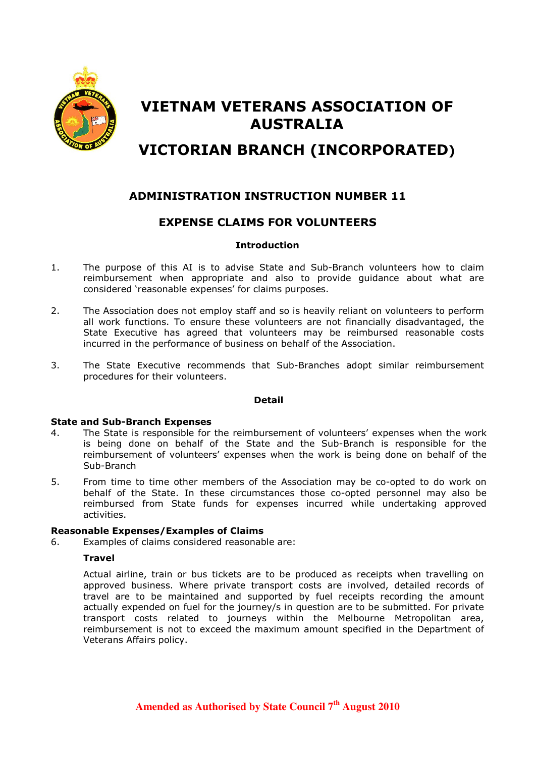# VIETNAM VETERANS ASSOCIATION OF AUSTRALIA

# VICTORIAN BRANCH (INCORPORATED)

## ADMINISTRATION INSTRUCTION NUMBER 11

## EXPENSE CLAIMS FOR VOLUNTEERS

### Introduction

1. The purpose of this AI is to advise State and Sub-Branch volunteers how to claim reimbursement when appropriate and also to provide guidance about what are considered 'reasonable expenses' for claims purposes.

2. The Association does not employ staff and so is heavily reliant on volunteers to perform all work functions. To ensure these volunteers are not financially disadvantaged, the State Executive has agreed that volunteers may be reimbursed reasonable costs incurred in the performance of business on behalf of the Association.

3. The State Executive recommends that Sub-Branches adopt similar reimbursement procedures for their volunteers.

### Detail

**State and Sub-Branch Expenses**

4. The State is responsible for the reimbursement of volunteers' expenses when the work is being done on behalf of the State and the Sub-Branch is responsible for the reimbursement of volunteers' expenses when the work is being done on behalf of the Sub-Branch

5. From time to time other members of the Association may be co-opted to do work on behalf of the State. In these circumstances those co-opted personnel may also be reimbursed from State funds for expenses incurred while undertaking approved activities.

**Reasonable Expenses/Examples of Claims**

6. Examples of claims considered reasonable are:

**Travel**

Actual airline, train or bus tickets are to be produced as receipts when travelling on approved business. Where private transport costs are involved, detailed records of travel are to be maintained and supported by fuel receipts recording the amount actually expended on fuel for the journey/s in question are to be submitted. For private transport costs related to journeys within the Melbourne Metropolitan area, reimbursement is not to exceed the maximum amount specified in the Department of Veterans Affairs policy.

Amended as Authorised by State Council 7th August 2010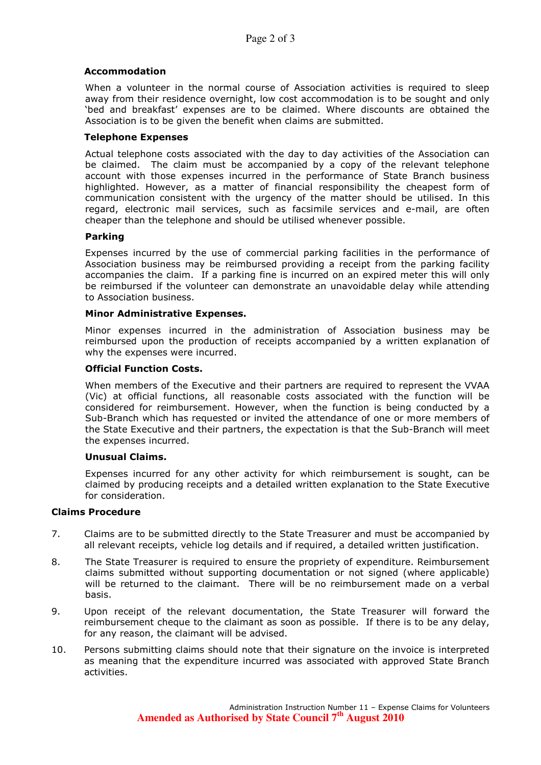### Accommodation

When a volunteer in the normal course of Association activities is required to sleep away from their residence overnight, low cost accommodation is to be sought and only 'bed and breakfast' expenses are to be claimed. Where discounts are obtained the Association is to be given the benefit when claims are submitted.

### Telephone Expenses

Actual telephone costs associated with the day to day activities of the Association can be claimed. The claim must be accompanied by a copy of the relevant telephone account with those expenses incurred in the performance of State Branch business highlighted. However, as a matter of financial responsibility the cheapest form of communication consistent with the urgency of the matter should be utilised. In this regard, electronic mail services, such as facsimile services and e-mail, are often cheaper than the telephone and should be utilised whenever possible.

### Parking

Expenses incurred by the use of commercial parking facilities in the performance of Association business may be reimbursed providing a receipt from the parking facility accompanies the claim. If a parking fine is incurred on an expired meter this will only be reimbursed if the volunteer can demonstrate an unavoidable delay while attending to Association business.

### Minor Administrative Expenses.

Minor expenses incurred in the administration of Association business may be reimbursed upon the production of receipts accompanied by a written explanation of why the expenses were incurred.

### Official Function Costs.

When members of the Executive and their partners are required to represent the VVAA (Vic) at official functions, all reasonable costs associated with the function will be considered for reimbursement. However, when the function is being conducted by a Sub-Branch which has requested or invited the attendance of one or more members of the State Executive and their partners, the expectation is that the Sub-Branch will meet the expenses incurred.

### Unusual Claims.

Expenses incurred for any other activity for which reimbursement is sought, can be claimed by producing receipts and a detailed written explanation to the State Executive for consideration.

## Claims Procedure

7. Claims are to be submitted directly to the State Treasurer and must be accompanied by all relevant receipts, vehicle log details and if required, a detailed written justification.

8. The State Treasurer is required to ensure the propriety of expenditure. Reimbursement claims submitted without supporting documentation or not signed (where applicable) will be returned to the claimant. There will be no reimbursement made on a verbal basis.

9. Upon receipt of the relevant documentation, the State Treasurer will forward the reimbursement cheque to the claimant as soon as possible. If there is to be any delay, for any reason, the claimant will be advised.

10. Persons submitting claims should note that their signature on the invoice is interpreted as meaning that the expenditure incurred was associated with approved State Branch activities.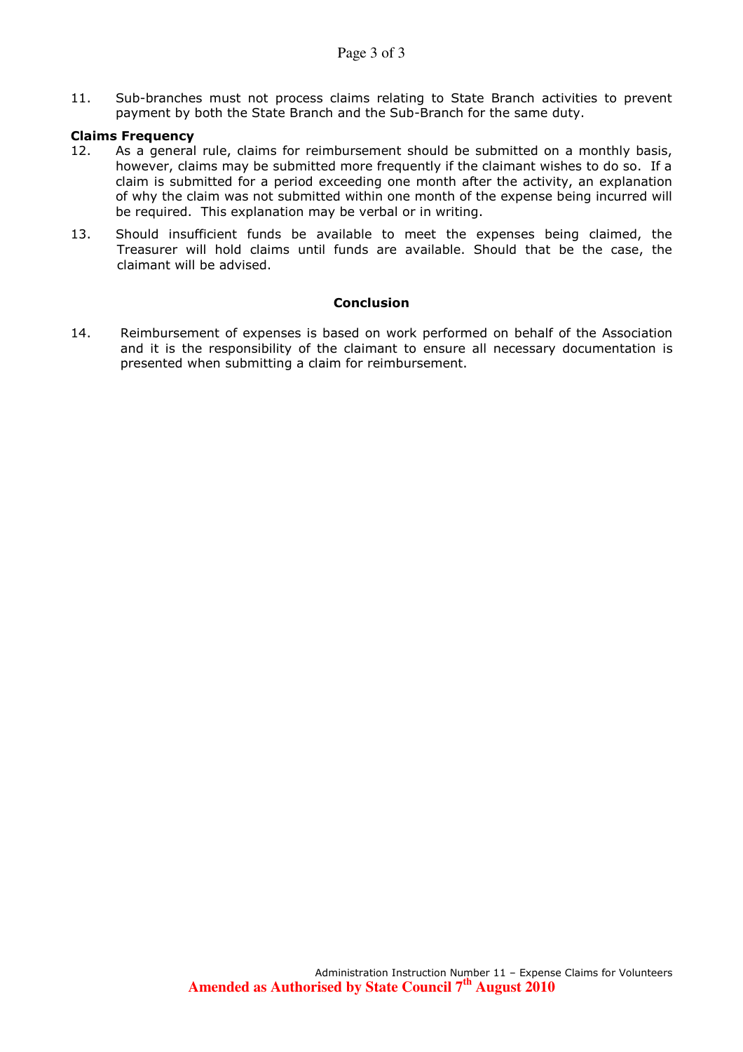11. Sub-branches must not process claims relating to State Branch activities to prevent payment by both the State Branch and the Sub-Branch for the same duty.

**Claims Frequency**

12. As a general rule, claims for reimbursement should be submitted on a monthly basis, however, claims may be submitted more frequently if the claimant wishes to do so. If a claim is submitted for a period exceeding one month after the activity, an explanation of why the claim was not submitted within one month of the expense being incurred will be required. This explanation may be verbal or in writing.

13. Should insufficient funds be available to meet the expenses being claimed, the Treasurer will hold claims until funds are available. Should that be the case, the claimant will be advised.

## Conclusion

14. Reimbursement of expenses is based on work performed on behalf of the Association and it is the responsibility of the claimant to ensure all necessary documentation is presented when submitting a claim for reimbursement.

Administration Instruction Number 11 – Expense Claims for Volunteers

**Amended as Authorised by State Council 7th August 2010**